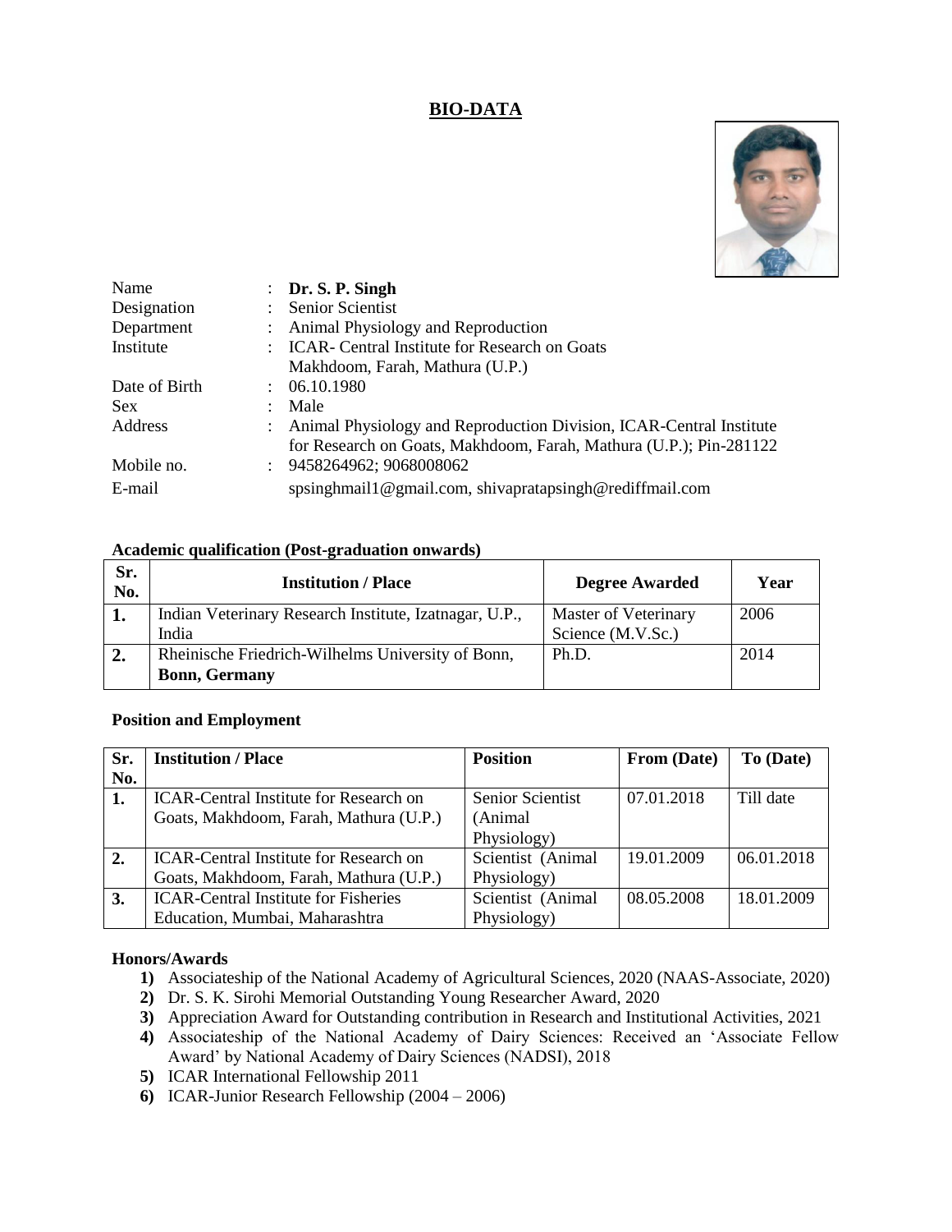# BIO-DATA

| | | |
|---|---|---|
| Name | : | **Dr. S. P. Singh** |
| Designation | : | Senior Scientist |
| Department | : | Animal Physiology and Reproduction |
| Institute | : | ICAR- Central Institute for Research on Goats Makhdoom, Farah, Mathura (U.P.) |
| Date of Birth | : | 06.10.1980 |
| Sex | : | Male |
| Address | : | Animal Physiology and Reproduction Division, ICAR-Central Institute for Research on Goats, Makhdoom, Farah, Mathura (U.P.); Pin-281122 |
| Mobile no. | : | 9458264962; 9068008062 |
| E-mail | | spsinghmail1@gmail.com, shivapratapsingh@rediffmail.com |

**Academic qualification (Post-graduation onwards)**

| Sr. No. | Institution / Place | Degree Awarded | Year |
|---|---|---|---|
| **1.** | Indian Veterinary Research Institute, Izatnagar, U.P., India | Master of Veterinary Science (M.V.Sc.) | 2006 |
| **2.** | Rheinische Friedrich-Wilhelms University of Bonn, **Bonn, Germany** | Ph.D. | 2014 |

**Position and Employment**

| Sr. No. | Institution / Place | Position | From (Date) | To (Date) |
|---|---|---|---|---|
| **1.** | ICAR-Central Institute for Research on Goats, Makhdoom, Farah, Mathura (U.P.) | Senior Scientist (Animal Physiology) | 07.01.2018 | Till date |
| **2.** | ICAR-Central Institute for Research on Goats, Makhdoom, Farah, Mathura (U.P.) | Scientist (Animal Physiology) | 19.01.2009 | 06.01.2018 |
| **3.** | ICAR-Central Institute for Fisheries Education, Mumbai, Maharashtra | Scientist (Animal Physiology) | 08.05.2008 | 18.01.2009 |

**Honors/Awards**

1) Associateship of the National Academy of Agricultural Sciences, 2020 (NAAS-Associate, 2020)
2) Dr. S. K. Sirohi Memorial Outstanding Young Researcher Award, 2020
3) Appreciation Award for Outstanding contribution in Research and Institutional Activities, 2021
4) Associateship of the National Academy of Dairy Sciences: Received an 'Associate Fellow Award' by National Academy of Dairy Sciences (NADSI), 2018
5) ICAR International Fellowship 2011
6) ICAR-Junior Research Fellowship (2004 – 2006)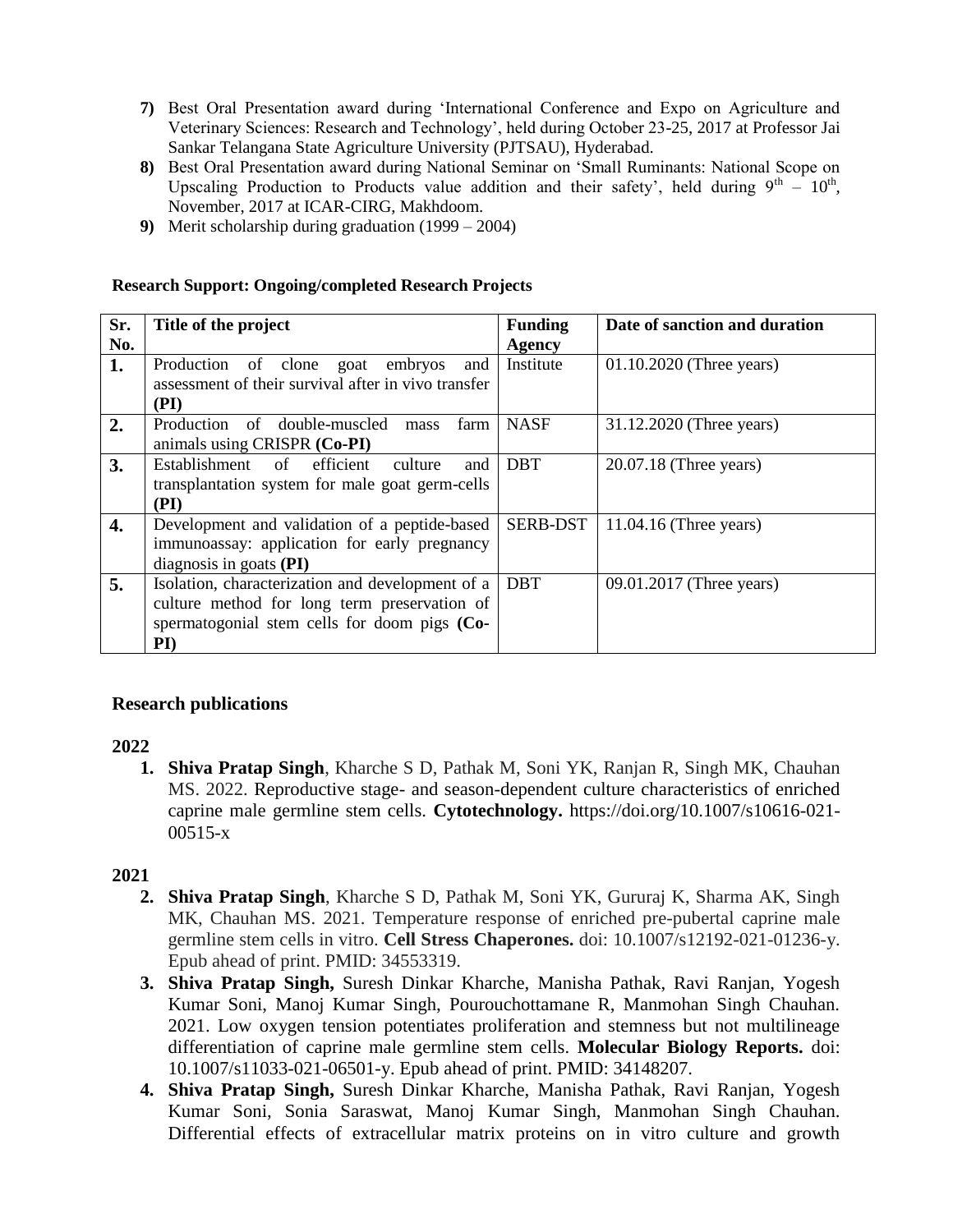7) Best Oral Presentation award during 'International Conference and Expo on Agriculture and Veterinary Sciences: Research and Technology', held during October 23-25, 2017 at Professor Jai Sankar Telangana State Agriculture University (PJTSAU), Hyderabad.
8) Best Oral Presentation award during National Seminar on 'Small Ruminants: National Scope on Upscaling Production to Products value addition and their safety', held during 9th – 10th, November, 2017 at ICAR-CIRG, Makhdoom.
9) Merit scholarship during graduation (1999 – 2004)

**Research Support: Ongoing/completed Research Projects**

| Sr. No. | Title of the project | Funding Agency | Date of sanction and duration |
|---|---|---|---|
| **1.** | Production of clone goat embryos and assessment of their survival after in vivo transfer **(PI)** | Institute | 01.10.2020 (Three years) |
| **2.** | Production of double-muscled mass farm animals using CRISPR **(Co-PI)** | NASF | 31.12.2020 (Three years) |
| **3.** | Establishment of efficient culture and transplantation system for male goat germ-cells **(PI)** | DBT | 20.07.18 (Three years) |
| **4.** | Development and validation of a peptide-based immunoassay: application for early pregnancy diagnosis in goats **(PI)** | SERB-DST | 11.04.16 (Three years) |
| **5.** | Isolation, characterization and development of a culture method for long term preservation of spermatogonial stem cells for doom pigs **(Co-PI)** | DBT | 09.01.2017 (Three years) |

## Research publications

**2022**

1. **Shiva Pratap Singh**, Kharche S D, Pathak M, Soni YK, Ranjan R, Singh MK, Chauhan MS. 2022. Reproductive stage- and season-dependent culture characteristics of enriched caprine male germline stem cells. **Cytotechnology.** https://doi.org/10.1007/s10616-021-00515-x

**2021**

2. **Shiva Pratap Singh**, Kharche S D, Pathak M, Soni YK, Gururaj K, Sharma AK, Singh MK, Chauhan MS. 2021. Temperature response of enriched pre-pubertal caprine male germline stem cells in vitro. **Cell Stress Chaperones.** doi: 10.1007/s12192-021-01236-y. Epub ahead of print. PMID: 34553319.
3. **Shiva Pratap Singh,** Suresh Dinkar Kharche, Manisha Pathak, Ravi Ranjan, Yogesh Kumar Soni, Manoj Kumar Singh, Pourouchottamane R, Manmohan Singh Chauhan. 2021. Low oxygen tension potentiates proliferation and stemness but not multilineage differentiation of caprine male germline stem cells. **Molecular Biology Reports.** doi: 10.1007/s11033-021-06501-y. Epub ahead of print. PMID: 34148207.
4. **Shiva Pratap Singh,** Suresh Dinkar Kharche, Manisha Pathak, Ravi Ranjan, Yogesh Kumar Soni, Sonia Saraswat, Manoj Kumar Singh, Manmohan Singh Chauhan. Differential effects of extracellular matrix proteins on in vitro culture and growth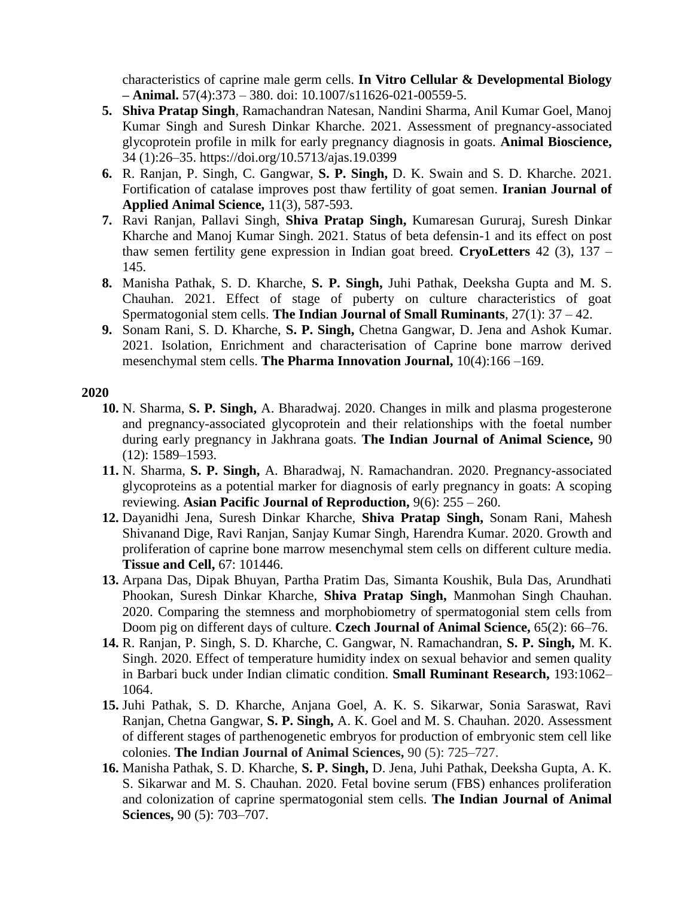characteristics of caprine male germ cells. **In Vitro Cellular & Developmental Biology – Animal.** 57(4):373 – 380. doi: 10.1007/s11626-021-00559-5.

5. **Shiva Pratap Singh**, Ramachandran Natesan, Nandini Sharma, Anil Kumar Goel, Manoj Kumar Singh and Suresh Dinkar Kharche. 2021. Assessment of pregnancy-associated glycoprotein profile in milk for early pregnancy diagnosis in goats. **Animal Bioscience,** 34 (1):26–35. https://doi.org/10.5713/ajas.19.0399
6. R. Ranjan, P. Singh, C. Gangwar, **S. P. Singh,** D. K. Swain and S. D. Kharche. 2021. Fortification of catalase improves post thaw fertility of goat semen. **Iranian Journal of Applied Animal Science,** 11(3), 587-593.
7. Ravi Ranjan, Pallavi Singh, **Shiva Pratap Singh,** Kumaresan Gururaj, Suresh Dinkar Kharche and Manoj Kumar Singh. 2021. Status of beta defensin-1 and its effect on post thaw semen fertility gene expression in Indian goat breed. **CryoLetters** 42 (3), 137 – 145.
8. Manisha Pathak, S. D. Kharche, **S. P. Singh,** Juhi Pathak, Deeksha Gupta and M. S. Chauhan. 2021. Effect of stage of puberty on culture characteristics of goat Spermatogonial stem cells. **The Indian Journal of Small Ruminants**, 27(1): 37 – 42.
9. Sonam Rani, S. D. Kharche, **S. P. Singh,** Chetna Gangwar, D. Jena and Ashok Kumar. 2021. Isolation, Enrichment and characterisation of Caprine bone marrow derived mesenchymal stem cells. **The Pharma Innovation Journal,** 10(4):166 –169.

**2020**

10. N. Sharma, **S. P. Singh,** A. Bharadwaj. 2020. Changes in milk and plasma progesterone and pregnancy-associated glycoprotein and their relationships with the foetal number during early pregnancy in Jakhrana goats. **The Indian Journal of Animal Science,** 90 (12): 1589–1593.
11. N. Sharma, **S. P. Singh,** A. Bharadwaj, N. Ramachandran. 2020. Pregnancy-associated glycoproteins as a potential marker for diagnosis of early pregnancy in goats: A scoping reviewing. **Asian Pacific Journal of Reproduction,** 9(6): 255 – 260.
12. Dayanidhi Jena, Suresh Dinkar Kharche, **Shiva Pratap Singh,** Sonam Rani, Mahesh Shivanand Dige, Ravi Ranjan, Sanjay Kumar Singh, Harendra Kumar. 2020. Growth and proliferation of caprine bone marrow mesenchymal stem cells on different culture media. **Tissue and Cell,** 67: 101446.
13. Arpana Das, Dipak Bhuyan, Partha Pratim Das, Simanta Koushik, Bula Das, Arundhati Phookan, Suresh Dinkar Kharche, **Shiva Pratap Singh,** Manmohan Singh Chauhan. 2020. Comparing the stemness and morphobiometry of spermatogonial stem cells from Doom pig on different days of culture. **Czech Journal of Animal Science,** 65(2): 66–76.
14. R. Ranjan, P. Singh, S. D. Kharche, C. Gangwar, N. Ramachandran, **S. P. Singh,** M. K. Singh. 2020. Effect of temperature humidity index on sexual behavior and semen quality in Barbari buck under Indian climatic condition. **Small Ruminant Research,** 193:1062–1064.
15. Juhi Pathak, S. D. Kharche, Anjana Goel, A. K. S. Sikarwar, Sonia Saraswat, Ravi Ranjan, Chetna Gangwar, **S. P. Singh,** A. K. Goel and M. S. Chauhan. 2020. Assessment of different stages of parthenogenetic embryos for production of embryonic stem cell like colonies. **The Indian Journal of Animal Sciences,** 90 (5): 725–727.
16. Manisha Pathak, S. D. Kharche, **S. P. Singh,** D. Jena, Juhi Pathak, Deeksha Gupta, A. K. S. Sikarwar and M. S. Chauhan. 2020. Fetal bovine serum (FBS) enhances proliferation and colonization of caprine spermatogonial stem cells. **The Indian Journal of Animal Sciences,** 90 (5): 703–707.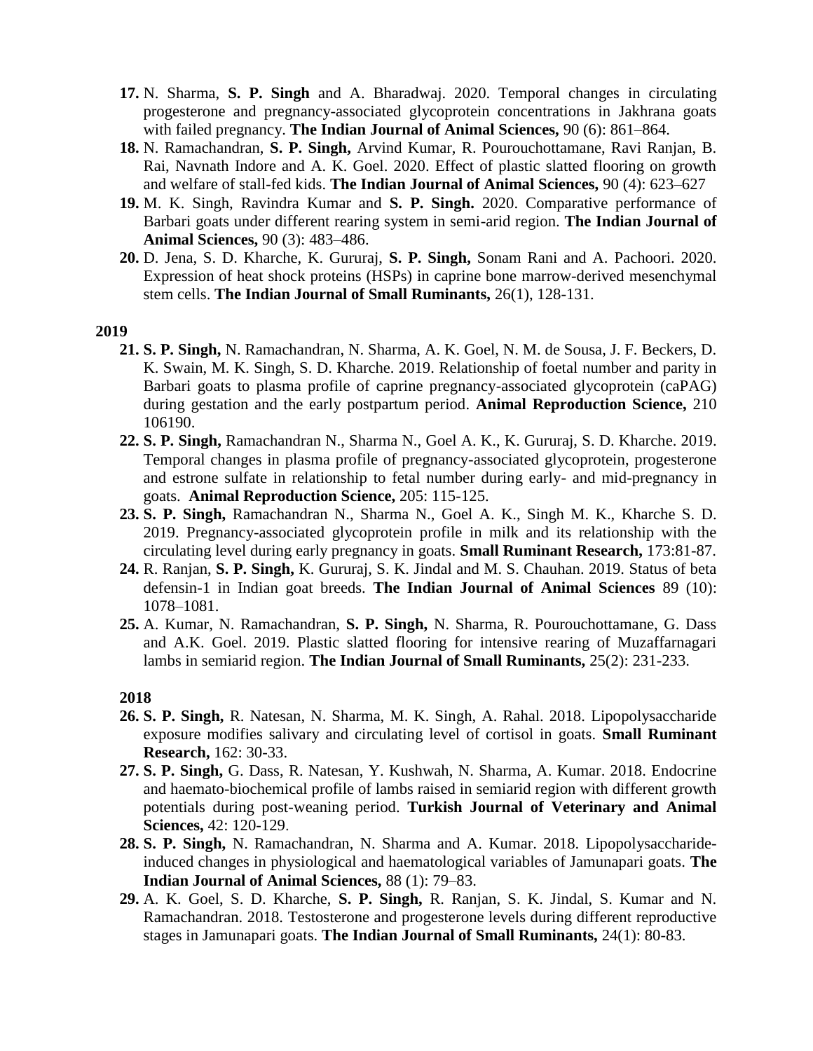17. N. Sharma, **S. P. Singh** and A. Bharadwaj. 2020. Temporal changes in circulating progesterone and pregnancy-associated glycoprotein concentrations in Jakhrana goats with failed pregnancy. **The Indian Journal of Animal Sciences,** 90 (6): 861–864.
18. N. Ramachandran, **S. P. Singh,** Arvind Kumar, R. Pourouchottamane, Ravi Ranjan, B. Rai, Navnath Indore and A. K. Goel. 2020. Effect of plastic slatted flooring on growth and welfare of stall-fed kids. **The Indian Journal of Animal Sciences,** 90 (4): 623–627
19. M. K. Singh, Ravindra Kumar and **S. P. Singh.** 2020. Comparative performance of Barbari goats under different rearing system in semi-arid region. **The Indian Journal of Animal Sciences,** 90 (3): 483–486.
20. D. Jena, S. D. Kharche, K. Gururaj, **S. P. Singh,** Sonam Rani and A. Pachoori. 2020. Expression of heat shock proteins (HSPs) in caprine bone marrow-derived mesenchymal stem cells. **The Indian Journal of Small Ruminants,** 26(1), 128-131.

**2019**

21. **S. P. Singh,** N. Ramachandran, N. Sharma, A. K. Goel, N. M. de Sousa, J. F. Beckers, D. K. Swain, M. K. Singh, S. D. Kharche. 2019. Relationship of foetal number and parity in Barbari goats to plasma profile of caprine pregnancy-associated glycoprotein (caPAG) during gestation and the early postpartum period. **Animal Reproduction Science,** 210 106190.
22. **S. P. Singh,** Ramachandran N., Sharma N., Goel A. K., K. Gururaj, S. D. Kharche. 2019. Temporal changes in plasma profile of pregnancy-associated glycoprotein, progesterone and estrone sulfate in relationship to fetal number during early- and mid-pregnancy in goats. **Animal Reproduction Science,** 205: 115-125.
23. **S. P. Singh,** Ramachandran N., Sharma N., Goel A. K., Singh M. K., Kharche S. D. 2019. Pregnancy-associated glycoprotein profile in milk and its relationship with the circulating level during early pregnancy in goats. **Small Ruminant Research,** 173:81-87.
24. R. Ranjan, **S. P. Singh,** K. Gururaj, S. K. Jindal and M. S. Chauhan. 2019. Status of beta defensin-1 in Indian goat breeds. **The Indian Journal of Animal Sciences** 89 (10): 1078–1081.
25. A. Kumar, N. Ramachandran, **S. P. Singh,** N. Sharma, R. Pourouchottamane, G. Dass and A.K. Goel. 2019. Plastic slatted flooring for intensive rearing of Muzaffarnagari lambs in semiarid region. **The Indian Journal of Small Ruminants,** 25(2): 231-233.

**2018**

26. **S. P. Singh,** R. Natesan, N. Sharma, M. K. Singh, A. Rahal. 2018. Lipopolysaccharide exposure modifies salivary and circulating level of cortisol in goats. **Small Ruminant Research,** 162: 30-33.
27. **S. P. Singh,** G. Dass, R. Natesan, Y. Kushwah, N. Sharma, A. Kumar. 2018. Endocrine and haemato-biochemical profile of lambs raised in semiarid region with different growth potentials during post-weaning period. **Turkish Journal of Veterinary and Animal Sciences,** 42: 120-129.
28. **S. P. Singh,** N. Ramachandran, N. Sharma and A. Kumar. 2018. Lipopolysaccharide-induced changes in physiological and haematological variables of Jamunapari goats. **The Indian Journal of Animal Sciences,** 88 (1): 79–83.
29. A. K. Goel, S. D. Kharche, **S. P. Singh,** R. Ranjan, S. K. Jindal, S. Kumar and N. Ramachandran. 2018. Testosterone and progesterone levels during different reproductive stages in Jamunapari goats. **The Indian Journal of Small Ruminants,** 24(1): 80-83.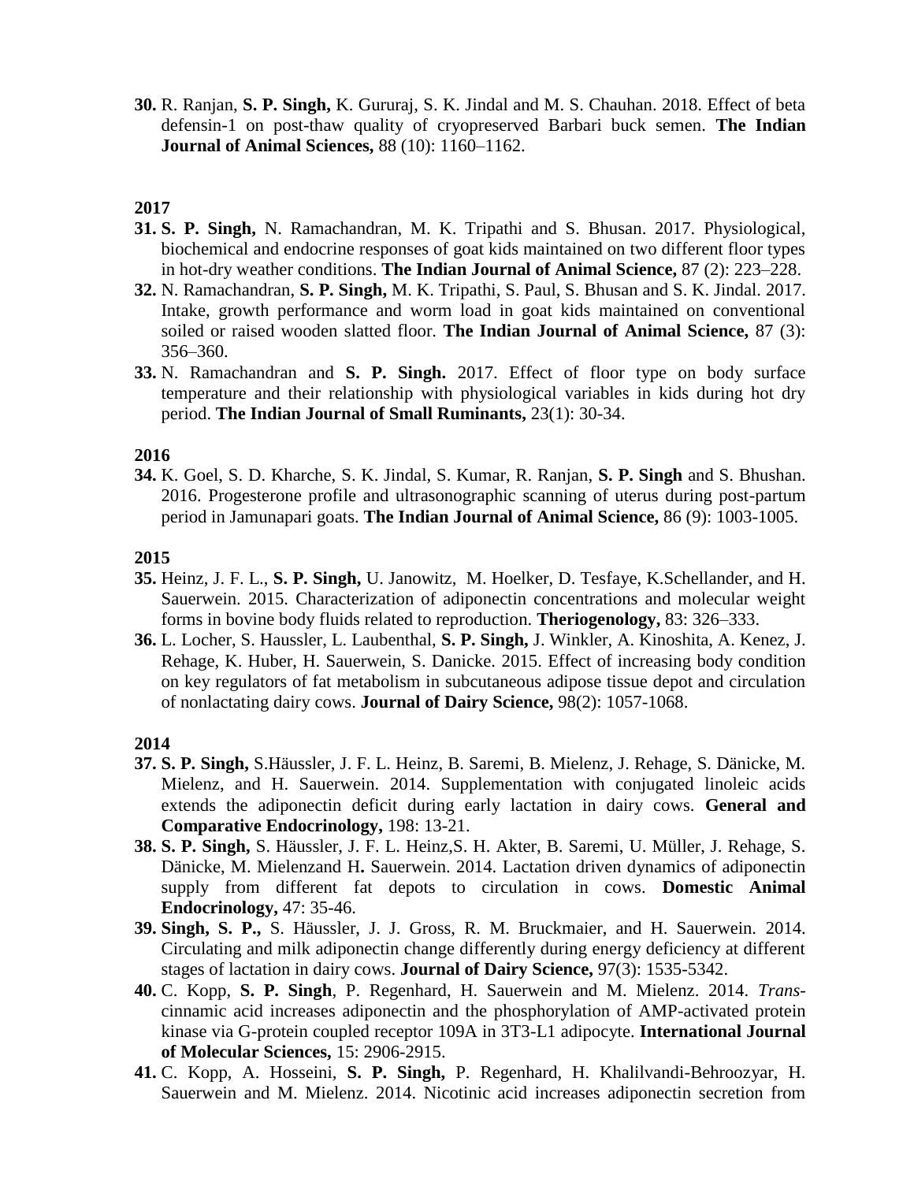**30.** R. Ranjan, **S. P. Singh,** K. Gururaj, S. K. Jindal and M. S. Chauhan. 2018. Effect of beta defensin-1 on post-thaw quality of cryopreserved Barbari buck semen. **The Indian Journal of Animal Sciences,** 88 (10): 1160–1162.

**2017**

**31. S. P. Singh,** N. Ramachandran, M. K. Tripathi and S. Bhusan. 2017. Physiological, biochemical and endocrine responses of goat kids maintained on two different floor types in hot-dry weather conditions. **The Indian Journal of Animal Science,** 87 (2): 223–228.

**32.** N. Ramachandran, **S. P. Singh,** M. K. Tripathi, S. Paul, S. Bhusan and S. K. Jindal. 2017. Intake, growth performance and worm load in goat kids maintained on conventional soiled or raised wooden slatted floor. **The Indian Journal of Animal Science,** 87 (3): 356–360.

**33.** N. Ramachandran and **S. P. Singh.** 2017. Effect of floor type on body surface temperature and their relationship with physiological variables in kids during hot dry period. **The Indian Journal of Small Ruminants,** 23(1): 30-34.

**2016**

**34.** K. Goel, S. D. Kharche, S. K. Jindal, S. Kumar, R. Ranjan, **S. P. Singh** and S. Bhushan. 2016. Progesterone profile and ultrasonographic scanning of uterus during post-partum period in Jamunapari goats. **The Indian Journal of Animal Science,** 86 (9): 1003-1005.

**2015**

**35.** Heinz, J. F. L., **S. P. Singh,** U. Janowitz, M. Hoelker, D. Tesfaye, K.Schellander, and H. Sauerwein. 2015. Characterization of adiponectin concentrations and molecular weight forms in bovine body fluids related to reproduction. **Theriogenology,** 83: 326–333.

**36.** L. Locher, S. Haussler, L. Laubenthal, **S. P. Singh,** J. Winkler, A. Kinoshita, A. Kenez, J. Rehage, K. Huber, H. Sauerwein, S. Danicke. 2015. Effect of increasing body condition on key regulators of fat metabolism in subcutaneous adipose tissue depot and circulation of nonlactating dairy cows. **Journal of Dairy Science,** 98(2): 1057-1068.

**2014**

**37. S. P. Singh,** S.Häussler, J. F. L. Heinz, B. Saremi, B. Mielenz, J. Rehage, S. Dänicke, M. Mielenz, and H. Sauerwein. 2014. Supplementation with conjugated linoleic acids extends the adiponectin deficit during early lactation in dairy cows. **General and Comparative Endocrinology,** 198: 13-21.

**38. S. P. Singh,** S. Häussler, J. F. L. Heinz,S. H. Akter, B. Saremi, U. Müller, J. Rehage, S. Dänicke, M. Mielenzand H**.** Sauerwein. 2014. Lactation driven dynamics of adiponectin supply from different fat depots to circulation in cows. **Domestic Animal Endocrinology,** 47: 35-46.

**39. Singh, S. P.,** S. Häussler, J. J. Gross, R. M. Bruckmaier, and H. Sauerwein. 2014. Circulating and milk adiponectin change differently during energy deficiency at different stages of lactation in dairy cows. **Journal of Dairy Science,** 97(3): 1535-5342.

**40.** C. Kopp, **S. P. Singh**, P. Regenhard, H. Sauerwein and M. Mielenz. 2014. *Trans*-cinnamic acid increases adiponectin and the phosphorylation of AMP-activated protein kinase via G-protein coupled receptor 109A in 3T3-L1 adipocyte. **International Journal of Molecular Sciences,** 15: 2906-2915.

**41.** C. Kopp, A. Hosseini, **S. P. Singh,** P. Regenhard, H. Khalilvandi-Behroozyar, H. Sauerwein and M. Mielenz. 2014. Nicotinic acid increases adiponectin secretion from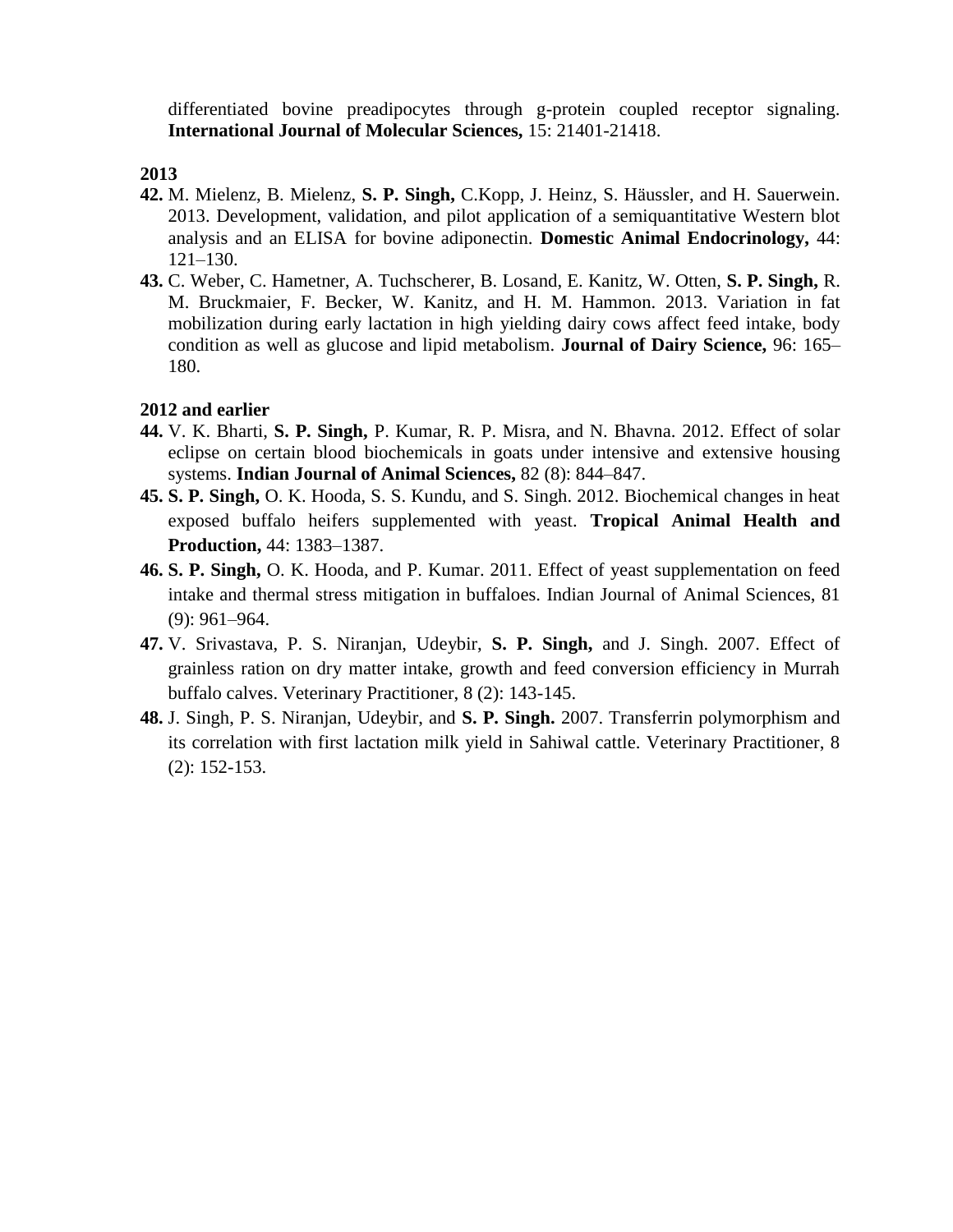differentiated bovine preadipocytes through g-protein coupled receptor signaling. **International Journal of Molecular Sciences,** 15: 21401-21418.

**2013**

**42.** M. Mielenz, B. Mielenz, **S. P. Singh,** C.Kopp, J. Heinz, S. Häussler, and H. Sauerwein. 2013. Development, validation, and pilot application of a semiquantitative Western blot analysis and an ELISA for bovine adiponectin. **Domestic Animal Endocrinology,** 44: 121–130.

**43.** C. Weber, C. Hametner, A. Tuchscherer, B. Losand, E. Kanitz, W. Otten, **S. P. Singh,** R. M. Bruckmaier, F. Becker, W. Kanitz, and H. M. Hammon. 2013. Variation in fat mobilization during early lactation in high yielding dairy cows affect feed intake, body condition as well as glucose and lipid metabolism. **Journal of Dairy Science,** 96: 165–180.

**2012 and earlier**

**44.** V. K. Bharti, **S. P. Singh,** P. Kumar, R. P. Misra, and N. Bhavna. 2012. Effect of solar eclipse on certain blood biochemicals in goats under intensive and extensive housing systems. **Indian Journal of Animal Sciences,** 82 (8): 844–847.

**45.** **S. P. Singh,** O. K. Hooda, S. S. Kundu, and S. Singh. 2012. Biochemical changes in heat exposed buffalo heifers supplemented with yeast. **Tropical Animal Health and Production,** 44: 1383–1387.

**46.** **S. P. Singh,** O. K. Hooda, and P. Kumar. 2011. Effect of yeast supplementation on feed intake and thermal stress mitigation in buffaloes. Indian Journal of Animal Sciences, 81 (9): 961–964.

**47.** V. Srivastava, P. S. Niranjan, Udeybir, **S. P. Singh,** and J. Singh. 2007. Effect of grainless ration on dry matter intake, growth and feed conversion efficiency in Murrah buffalo calves. Veterinary Practitioner, 8 (2): 143-145.

**48.** J. Singh, P. S. Niranjan, Udeybir, and **S. P. Singh.** 2007. Transferrin polymorphism and its correlation with first lactation milk yield in Sahiwal cattle. Veterinary Practitioner, 8 (2): 152-153.